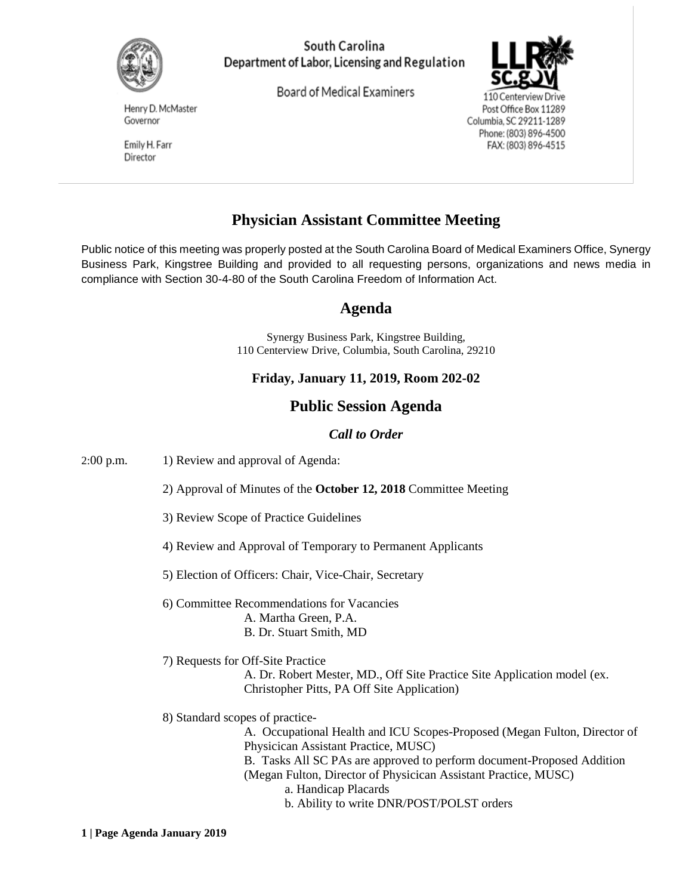South Carolina
Department of Labor, Licensing and Regulation

Board of Medical Examiners

Henry D. McMaster
Governor

Emily H. Farr
Director

110 Centerview Drive
Post Office Box 11289
Columbia, SC 29211-1289
Phone: (803) 896-4500
FAX: (803) 896-4515

# Physician Assistant Committee Meeting

Public notice of this meeting was properly posted at the South Carolina Board of Medical Examiners Office, Synergy Business Park, Kingstree Building and provided to all requesting persons, organizations and news media in compliance with Section 30-4-80 of the South Carolina Freedom of Information Act.

## Agenda

Synergy Business Park, Kingstree Building,
110 Centerview Drive, Columbia, South Carolina, 29210

**Friday, January 11, 2019, Room 202-02**

## Public Session Agenda

***Call to Order***

2:00 p.m. 1) Review and approval of Agenda:

2) Approval of Minutes of the **October 12, 2018** Committee Meeting

3) Review Scope of Practice Guidelines

4) Review and Approval of Temporary to Permanent Applicants

5) Election of Officers: Chair, Vice-Chair, Secretary

6) Committee Recommendations for Vacancies
   - A. Martha Green, P.A.
   - B. Dr. Stuart Smith, MD

7) Requests for Off-Site Practice
   - A. Dr. Robert Mester, MD., Off Site Practice Site Application model (ex. Christopher Pitts, PA Off Site Application)

8) Standard scopes of practice-
   - A. Occupational Health and ICU Scopes-Proposed (Megan Fulton, Director of Physicican Assistant Practice, MUSC)
   - B. Tasks All SC PAs are approved to perform document-Proposed Addition (Megan Fulton, Director of Physicican Assistant Practice, MUSC)
     - a. Handicap Placards
     - b. Ability to write DNR/POST/POLST orders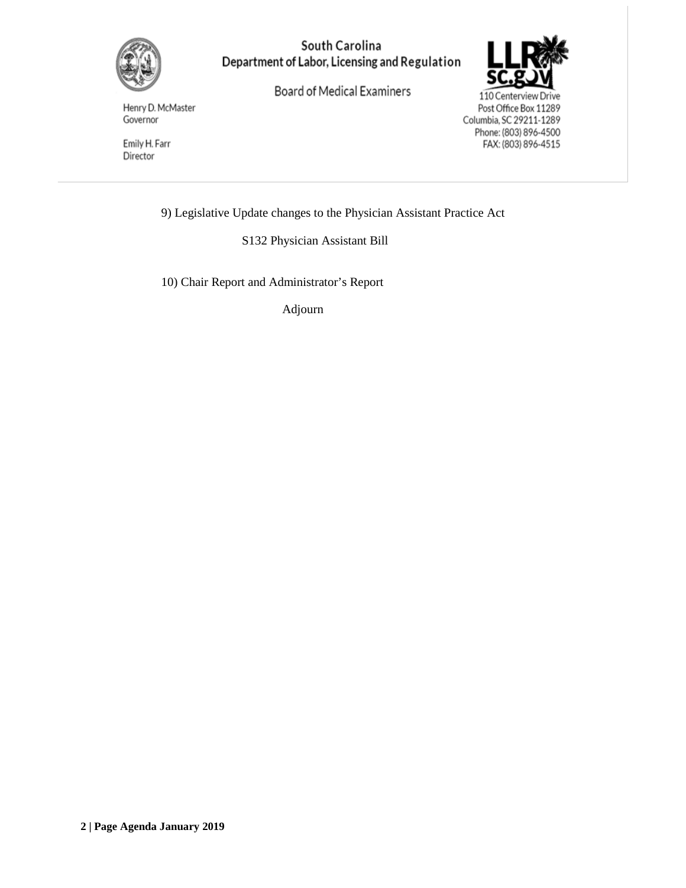South Carolina
Department of Labor, Licensing and Regulation

Board of Medical Examiners

Henry D. McMaster
Governor

Emily H. Farr
Director

110 Centerview Drive
Post Office Box 11289
Columbia, SC 29211-1289
Phone: (803) 896-4500
FAX: (803) 896-4515

9) Legislative Update changes to the Physician Assistant Practice Act

S132 Physician Assistant Bill

10) Chair Report and Administrator's Report

Adjourn